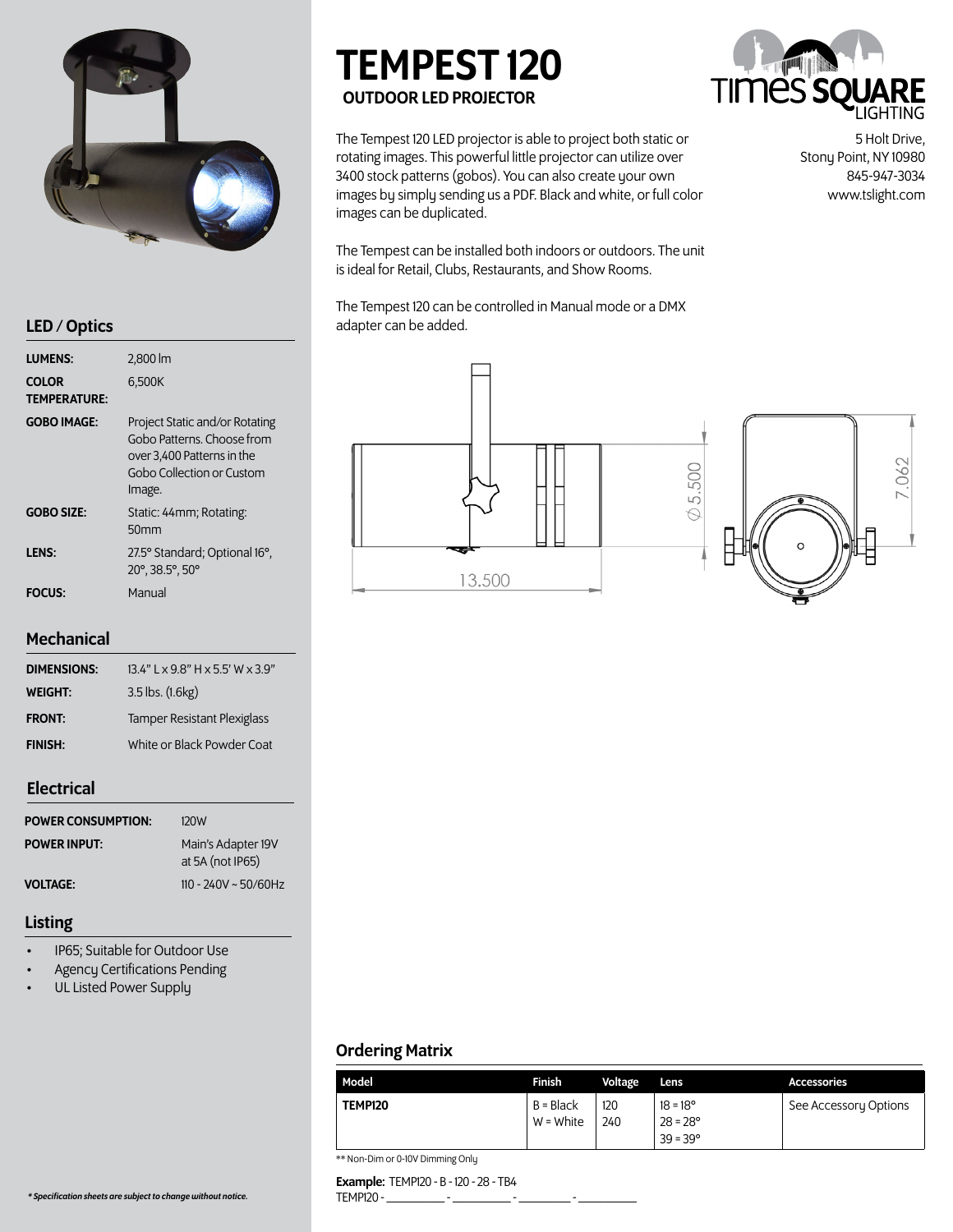# TEMPEST 120

## OUTDOOR LED PROJECTOR

TIMES SQUARE LIGHTING

5 Holt Drive,
Stony Point, NY 10980
845-947-3034
www.tslight.com

The Tempest 120 LED projector is able to project both static or rotating images. This powerful little projector can utilize over 3400 stock patterns (gobos). You can also create your own images by simply sending us a PDF. Black and white, or full color images can be duplicated.

The Tempest can be installed both indoors or outdoors. The unit is ideal for Retail, Clubs, Restaurants, and Show Rooms.

The Tempest 120 can be controlled in Manual mode or a DMX adapter can be added.

13.500

Ø 5.500

7.062

## LED / Optics

| | |
|---|---|
| **LUMENS:** | 2,800 lm |
| **COLOR TEMPERATURE:** | 6,500K |
| **GOBO IMAGE:** | Project Static and/or Rotating Gobo Patterns. Choose from over 3,400 Patterns in the Gobo Collection or Custom Image. |
| **GOBO SIZE:** | Static: 44mm; Rotating: 50mm |
| **LENS:** | 27.5° Standard; Optional 16°, 20°, 38.5°, 50° |
| **FOCUS:** | Manual |

## Mechanical

| | |
|---|---|
| **DIMENSIONS:** | 13.4" L x 9.8" H x 5.5' W x 3.9" |
| **WEIGHT:** | 3.5 lbs. (1.6kg) |
| **FRONT:** | Tamper Resistant Plexiglass |
| **FINISH:** | White or Black Powder Coat |

## Electrical

| | |
|---|---|
| **POWER CONSUMPTION:** | 120W |
| **POWER INPUT:** | Main's Adapter 19V at 5A (not IP65) |
| **VOLTAGE:** | 110 - 240V ~ 50/60Hz |

## Listing

- IP65; Suitable for Outdoor Use
- Agency Certifications Pending
- UL Listed Power Supply

## Ordering Matrix

| Model | Finish | Voltage | Lens | Accessories |
|---|---|---|---|---|
| **TEMP120** | B = Black<br>W = White | 120<br>240 | 18 = 18°<br>28 = 28°<br>39 = 39° | See Accessory Options |

** Non-Dim or 0-10V Dimming Only

**Example:** TEMP120 - B - 120 - 28 - TB4

TEMP120 - ________ - ________ - ________ - ________

*\* Specification sheets are subject to change without notice.*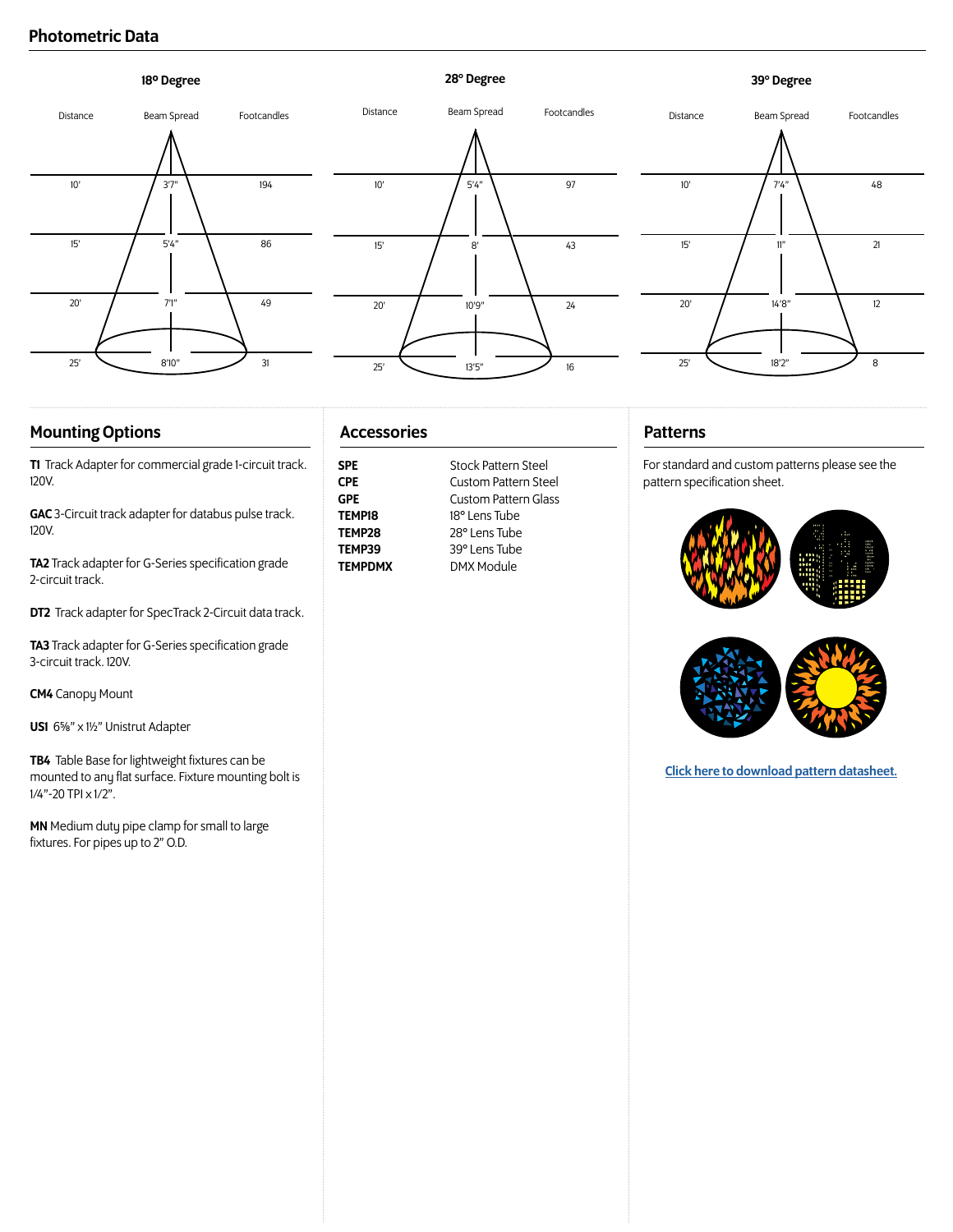## Photometric Data

### 18° Degree

Distance
Beam Spread
Footcandles

10'
3'7"
194

15'
5'4"
86

20'
7'1"
49

25'
8'10"
31

### 28° Degree

Distance
Beam Spread
Footcandles

10'
5'4"
97

15'
8'
43

20'
10'9"
24

25'
13'5"
16

### 39° Degree

Distance
Beam Spread
Footcandles

10'
7'4"
48

15'
11"
21

20'
14'8"
12

25'
18'2"
8

## Mounting Options

**T1** Track Adapter for commercial grade 1-circuit track. 120V.

**GAC** 3-Circuit track adapter for databus pulse track. 120V.

**TA2** Track adapter for G-Series specification grade 2-circuit track.

**DT2** Track adapter for SpecTrack 2-Circuit data track.

**TA3** Track adapter for G-Series specification grade 3-circuit track. 120V.

**CM4** Canopy Mount

**US1** 6⅝" x 1½" Unistrut Adapter

**TB4** Table Base for lightweight fixtures can be mounted to any flat surface. Fixture mounting bolt is 1/4"-20 TPI x 1/2".

**MN** Medium duty pipe clamp for small to large fixtures. For pipes up to 2" O.D.

## Accessories

| | |
|---|---|
| **SPE** | Stock Pattern Steel |
| **CPE** | Custom Pattern Steel |
| **GPE** | Custom Pattern Glass |
| **TEMP18** | 18° Lens Tube |
| **TEMP28** | 28° Lens Tube |
| **TEMP39** | 39° Lens Tube |
| **TEMPDMX** | DMX Module |

## Patterns

For standard and custom patterns please see the pattern specification sheet.

Click here to download pattern datasheet.